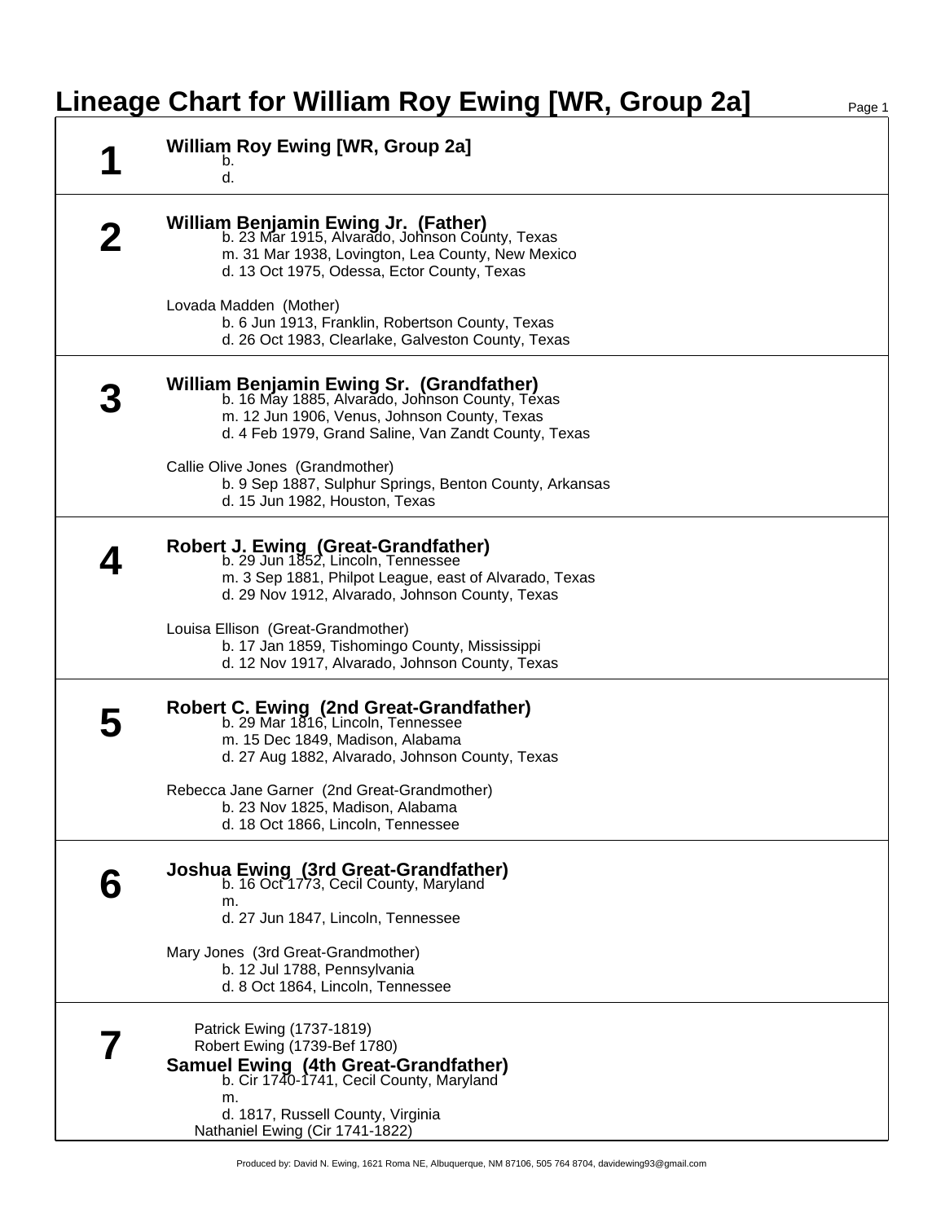# Lineage Chart for William Roy Ewing [WR, Group 2a]

## 1

**William Roy Ewing [WR, Group 2a]**
b.
d.

## 2

**William Benjamin Ewing Jr. (Father)**
b. 23 Mar 1915, Alvarado, Johnson County, Texas
m. 31 Mar 1938, Lovington, Lea County, New Mexico
d. 13 Oct 1975, Odessa, Ector County, Texas

Lovada Madden (Mother)
b. 6 Jun 1913, Franklin, Robertson County, Texas
d. 26 Oct 1983, Clearlake, Galveston County, Texas

## 3

**William Benjamin Ewing Sr. (Grandfather)**
b. 16 May 1885, Alvarado, Johnson County, Texas
m. 12 Jun 1906, Venus, Johnson County, Texas
d. 4 Feb 1979, Grand Saline, Van Zandt County, Texas

Callie Olive Jones (Grandmother)
b. 9 Sep 1887, Sulphur Springs, Benton County, Arkansas
d. 15 Jun 1982, Houston, Texas

## 4

**Robert J. Ewing (Great-Grandfather)**
b. 29 Jun 1852, Lincoln, Tennessee
m. 3 Sep 1881, Philpot League, east of Alvarado, Texas
d. 29 Nov 1912, Alvarado, Johnson County, Texas

Louisa Ellison (Great-Grandmother)
b. 17 Jan 1859, Tishomingo County, Mississippi
d. 12 Nov 1917, Alvarado, Johnson County, Texas

## 5

**Robert C. Ewing (2nd Great-Grandfather)**
b. 29 Mar 1816, Lincoln, Tennessee
m. 15 Dec 1849, Madison, Alabama
d. 27 Aug 1882, Alvarado, Johnson County, Texas

Rebecca Jane Garner (2nd Great-Grandmother)
b. 23 Nov 1825, Madison, Alabama
d. 18 Oct 1866, Lincoln, Tennessee

## 6

**Joshua Ewing (3rd Great-Grandfather)**
b. 16 Oct 1773, Cecil County, Maryland
m.
d. 27 Jun 1847, Lincoln, Tennessee

Mary Jones (3rd Great-Grandmother)
b. 12 Jul 1788, Pennsylvania
d. 8 Oct 1864, Lincoln, Tennessee

## 7

Patrick Ewing (1737-1819)
Robert Ewing (1739-Bef 1780)

**Samuel Ewing (4th Great-Grandfather)**
b. Cir 1740-1741, Cecil County, Maryland
m.
d. 1817, Russell County, Virginia

Nathaniel Ewing (Cir 1741-1822)

Produced by: David N. Ewing, 1621 Roma NE, Albuquerque, NM 87106, 505 764 8704, davidewing93@gmail.com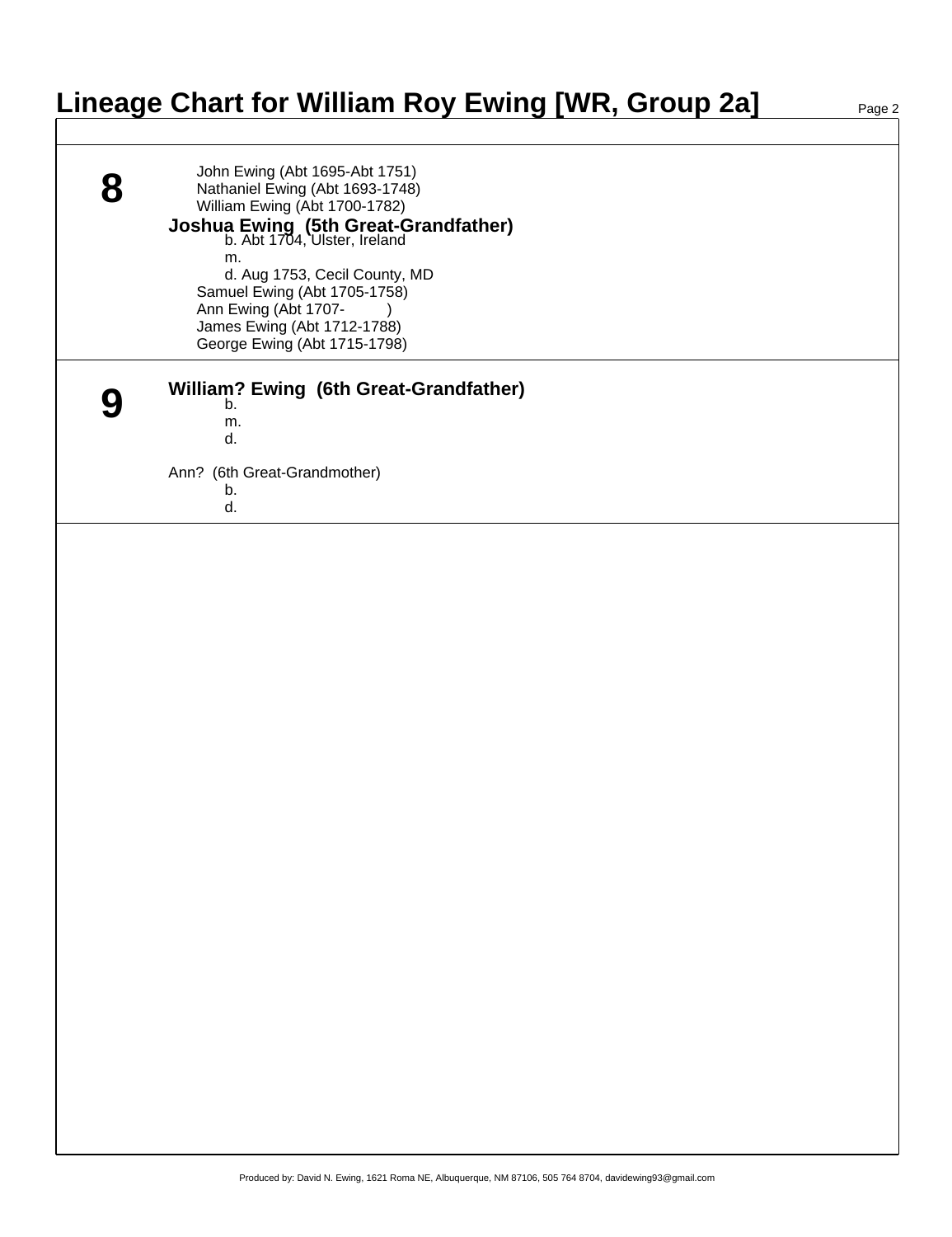# Lineage Chart for William Roy Ewing [WR, Group 2a]

**8**

John Ewing (Abt 1695-Abt 1751)
Nathaniel Ewing (Abt 1693-1748)
William Ewing (Abt 1700-1782)

**Joshua Ewing (5th Great-Grandfather)**

b. Abt 1704, Ulster, Ireland
m.
d. Aug 1753, Cecil County, MD

Samuel Ewing (Abt 1705-1758)
Ann Ewing (Abt 1707- )
James Ewing (Abt 1712-1788)
George Ewing (Abt 1715-1798)

**9**

**William? Ewing (6th Great-Grandfather)**

b.
m.
d.

Ann? (6th Great-Grandmother)

b.
d.

Produced by: David N. Ewing, 1621 Roma NE, Albuquerque, NM 87106, 505 764 8704, davidewing93@gmail.com